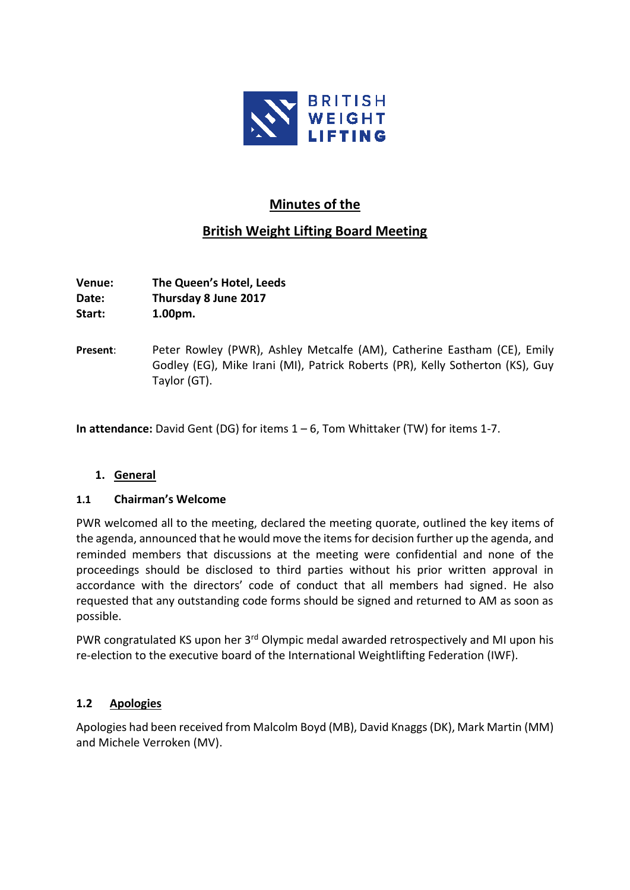# Minutes of the

# British Weight Lifting Board Meeting

**Venue:** The Queen's Hotel, Leeds
**Date:** Thursday 8 June 2017
**Start:** 1.00pm.

**Present**: Peter Rowley (PWR), Ashley Metcalfe (AM), Catherine Eastham (CE), Emily Godley (EG), Mike Irani (MI), Patrick Roberts (PR), Kelly Sotherton (KS), Guy Taylor (GT).

**In attendance:** David Gent (DG) for items 1 – 6, Tom Whittaker (TW) for items 1-7.

## 1. General

### 1.1 Chairman's Welcome

PWR welcomed all to the meeting, declared the meeting quorate, outlined the key items of the agenda, announced that he would move the items for decision further up the agenda, and reminded members that discussions at the meeting were confidential and none of the proceedings should be disclosed to third parties without his prior written approval in accordance with the directors' code of conduct that all members had signed. He also requested that any outstanding code forms should be signed and returned to AM as soon as possible.

PWR congratulated KS upon her 3rd Olympic medal awarded retrospectively and MI upon his re-election to the executive board of the International Weightlifting Federation (IWF).

### 1.2 Apologies

Apologies had been received from Malcolm Boyd (MB), David Knaggs (DK), Mark Martin (MM) and Michele Verroken (MV).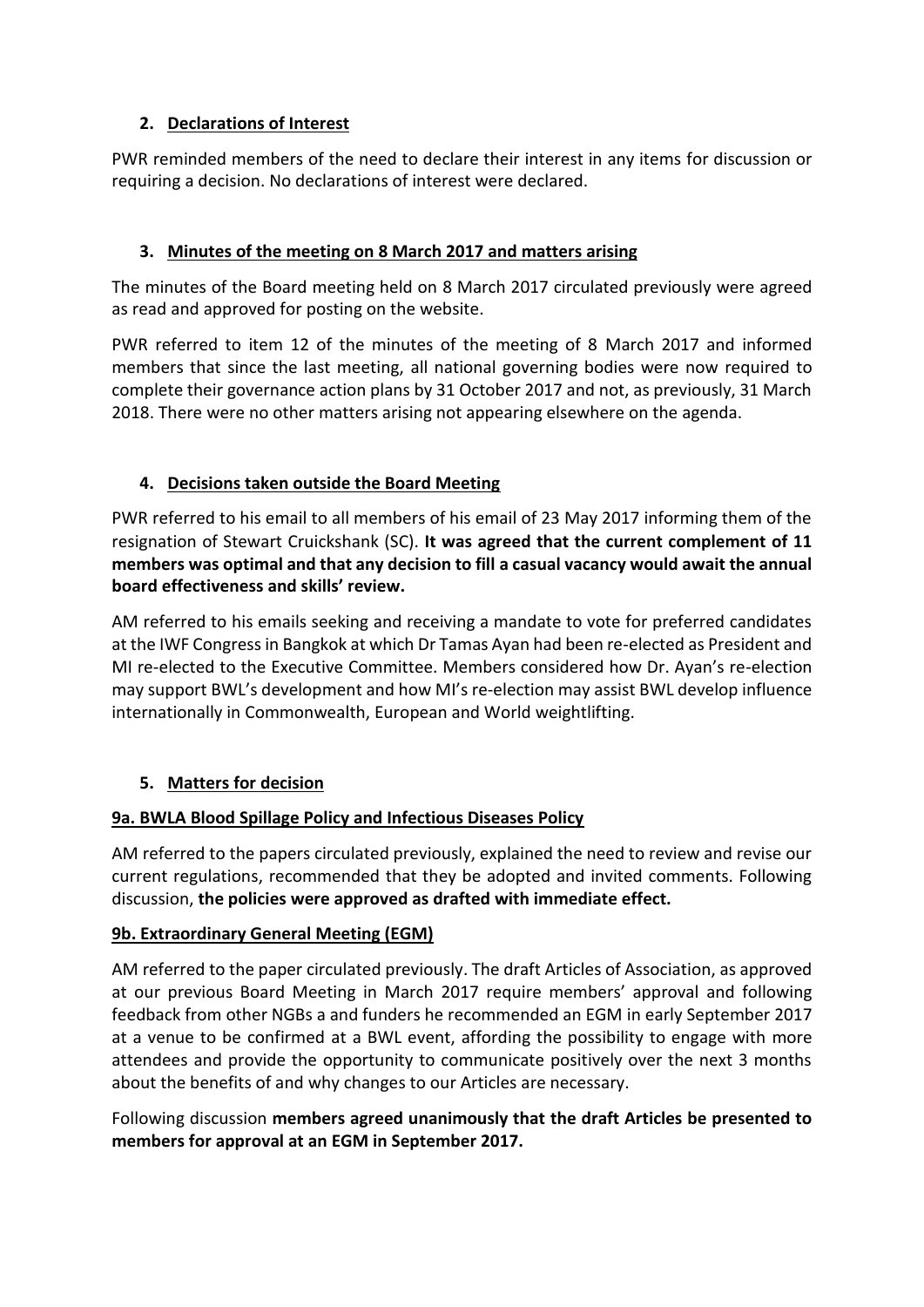## 2. Declarations of Interest

PWR reminded members of the need to declare their interest in any items for discussion or requiring a decision. No declarations of interest were declared.

## 3. Minutes of the meeting on 8 March 2017 and matters arising

The minutes of the Board meeting held on 8 March 2017 circulated previously were agreed as read and approved for posting on the website.

PWR referred to item 12 of the minutes of the meeting of 8 March 2017 and informed members that since the last meeting, all national governing bodies were now required to complete their governance action plans by 31 October 2017 and not, as previously, 31 March 2018. There were no other matters arising not appearing elsewhere on the agenda.

## 4. Decisions taken outside the Board Meeting

PWR referred to his email to all members of his email of 23 May 2017 informing them of the resignation of Stewart Cruickshank (SC). **It was agreed that the current complement of 11 members was optimal and that any decision to fill a casual vacancy would await the annual board effectiveness and skills' review.**

AM referred to his emails seeking and receiving a mandate to vote for preferred candidates at the IWF Congress in Bangkok at which Dr Tamas Ayan had been re-elected as President and MI re-elected to the Executive Committee. Members considered how Dr. Ayan's re-election may support BWL's development and how MI's re-election may assist BWL develop influence internationally in Commonwealth, European and World weightlifting.

## 5. Matters for decision

### 9a. BWLA Blood Spillage Policy and Infectious Diseases Policy

AM referred to the papers circulated previously, explained the need to review and revise our current regulations, recommended that they be adopted and invited comments. Following discussion, **the policies were approved as drafted with immediate effect.**

### 9b. Extraordinary General Meeting (EGM)

AM referred to the paper circulated previously. The draft Articles of Association, as approved at our previous Board Meeting in March 2017 require members' approval and following feedback from other NGBs a and funders he recommended an EGM in early September 2017 at a venue to be confirmed at a BWL event, affording the possibility to engage with more attendees and provide the opportunity to communicate positively over the next 3 months about the benefits of and why changes to our Articles are necessary.

Following discussion **members agreed unanimously that the draft Articles be presented to members for approval at an EGM in September 2017.**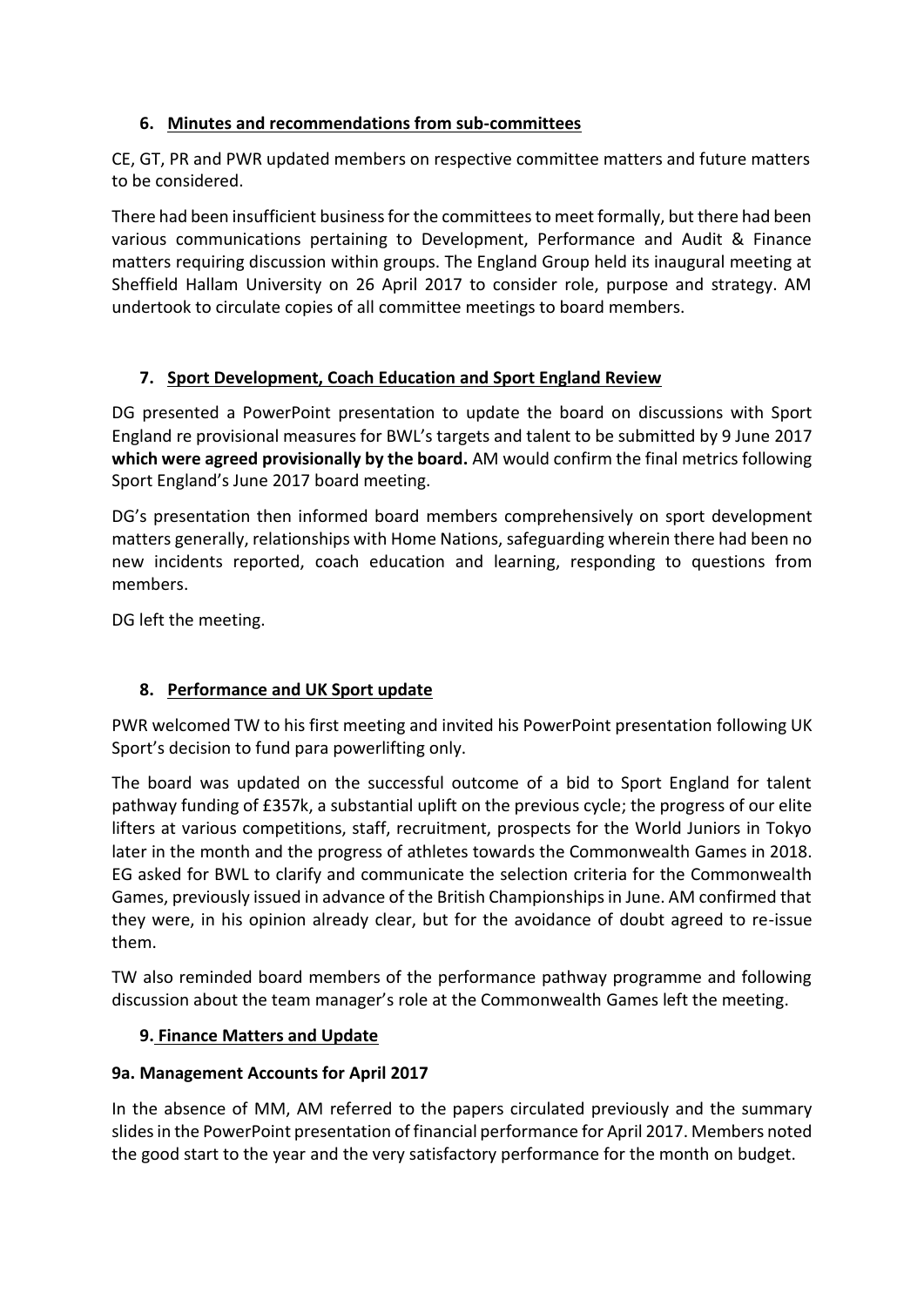## 6. Minutes and recommendations from sub-committees

CE, GT, PR and PWR updated members on respective committee matters and future matters to be considered.

There had been insufficient business for the committees to meet formally, but there had been various communications pertaining to Development, Performance and Audit & Finance matters requiring discussion within groups. The England Group held its inaugural meeting at Sheffield Hallam University on 26 April 2017 to consider role, purpose and strategy. AM undertook to circulate copies of all committee meetings to board members.

## 7. Sport Development, Coach Education and Sport England Review

DG presented a PowerPoint presentation to update the board on discussions with Sport England re provisional measures for BWL's targets and talent to be submitted by 9 June 2017 **which were agreed provisionally by the board.** AM would confirm the final metrics following Sport England's June 2017 board meeting.

DG's presentation then informed board members comprehensively on sport development matters generally, relationships with Home Nations, safeguarding wherein there had been no new incidents reported, coach education and learning, responding to questions from members.

DG left the meeting.

## 8. Performance and UK Sport update

PWR welcomed TW to his first meeting and invited his PowerPoint presentation following UK Sport's decision to fund para powerlifting only.

The board was updated on the successful outcome of a bid to Sport England for talent pathway funding of £357k, a substantial uplift on the previous cycle; the progress of our elite lifters at various competitions, staff, recruitment, prospects for the World Juniors in Tokyo later in the month and the progress of athletes towards the Commonwealth Games in 2018. EG asked for BWL to clarify and communicate the selection criteria for the Commonwealth Games, previously issued in advance of the British Championships in June. AM confirmed that they were, in his opinion already clear, but for the avoidance of doubt agreed to re-issue them.

TW also reminded board members of the performance pathway programme and following discussion about the team manager's role at the Commonwealth Games left the meeting.

## 9. Finance Matters and Update

### 9a. Management Accounts for April 2017

In the absence of MM, AM referred to the papers circulated previously and the summary slides in the PowerPoint presentation of financial performance for April 2017. Members noted the good start to the year and the very satisfactory performance for the month on budget.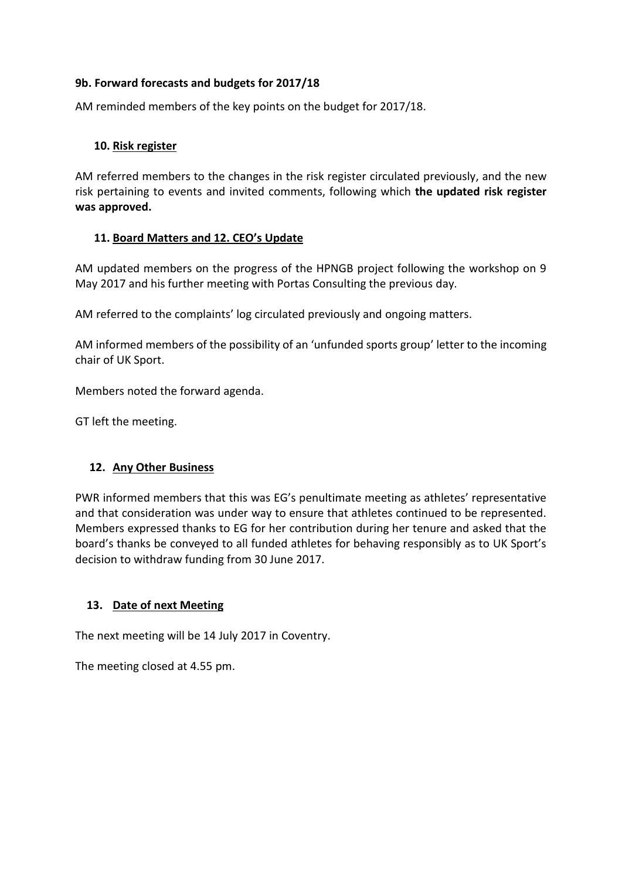**9b. Forward forecasts and budgets for 2017/18**

AM reminded members of the key points on the budget for 2017/18.

**10. Risk register**

AM referred members to the changes in the risk register circulated previously, and the new risk pertaining to events and invited comments, following which **the updated risk register was approved.**

**11. Board Matters and 12. CEO's Update**

AM updated members on the progress of the HPNGB project following the workshop on 9 May 2017 and his further meeting with Portas Consulting the previous day.

AM referred to the complaints' log circulated previously and ongoing matters.

AM informed members of the possibility of an 'unfunded sports group' letter to the incoming chair of UK Sport.

Members noted the forward agenda.

GT left the meeting.

**12. Any Other Business**

PWR informed members that this was EG's penultimate meeting as athletes' representative and that consideration was under way to ensure that athletes continued to be represented. Members expressed thanks to EG for her contribution during her tenure and asked that the board's thanks be conveyed to all funded athletes for behaving responsibly as to UK Sport's decision to withdraw funding from 30 June 2017.

**13. Date of next Meeting**

The next meeting will be 14 July 2017 in Coventry.

The meeting closed at 4.55 pm.